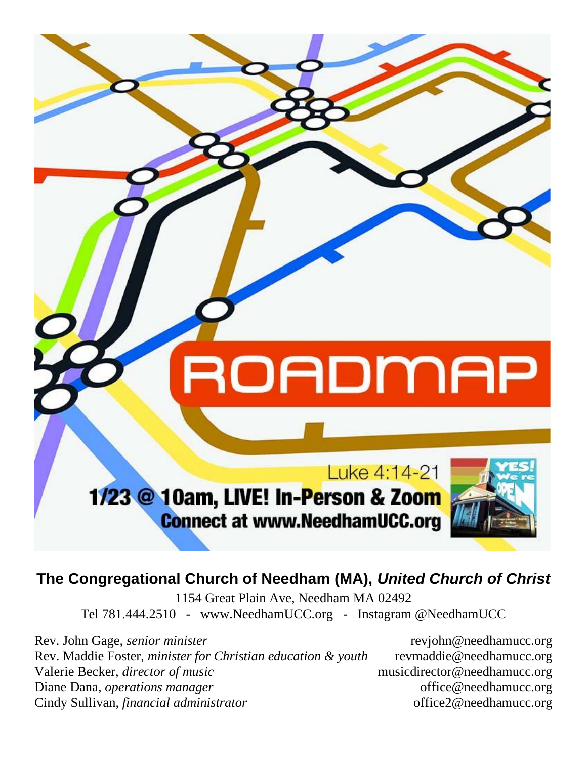# ROADMAP

Luke 4:14-21

**1/23 @ 10am, LIVE! In-Person & Zoom**

**Connect at www.NeedhamUCC.org**

**The Congregational Church of Needham (MA),** ***United Church of Christ***

1154 Great Plain Ave, Needham MA 02492

Tel 781.444.2510 - www.NeedhamUCC.org - Instagram @NeedhamUCC

Rev. John Gage, *senior minister* revjohn@needhamucc.org
Rev. Maddie Foster, *minister for Christian education & youth* revmaddie@needhamucc.org
Valerie Becker, *director of music* musicdirector@needhamucc.org
Diane Dana, *operations manager* office@needhamucc.org
Cindy Sullivan, *financial administrator* office2@needhamucc.org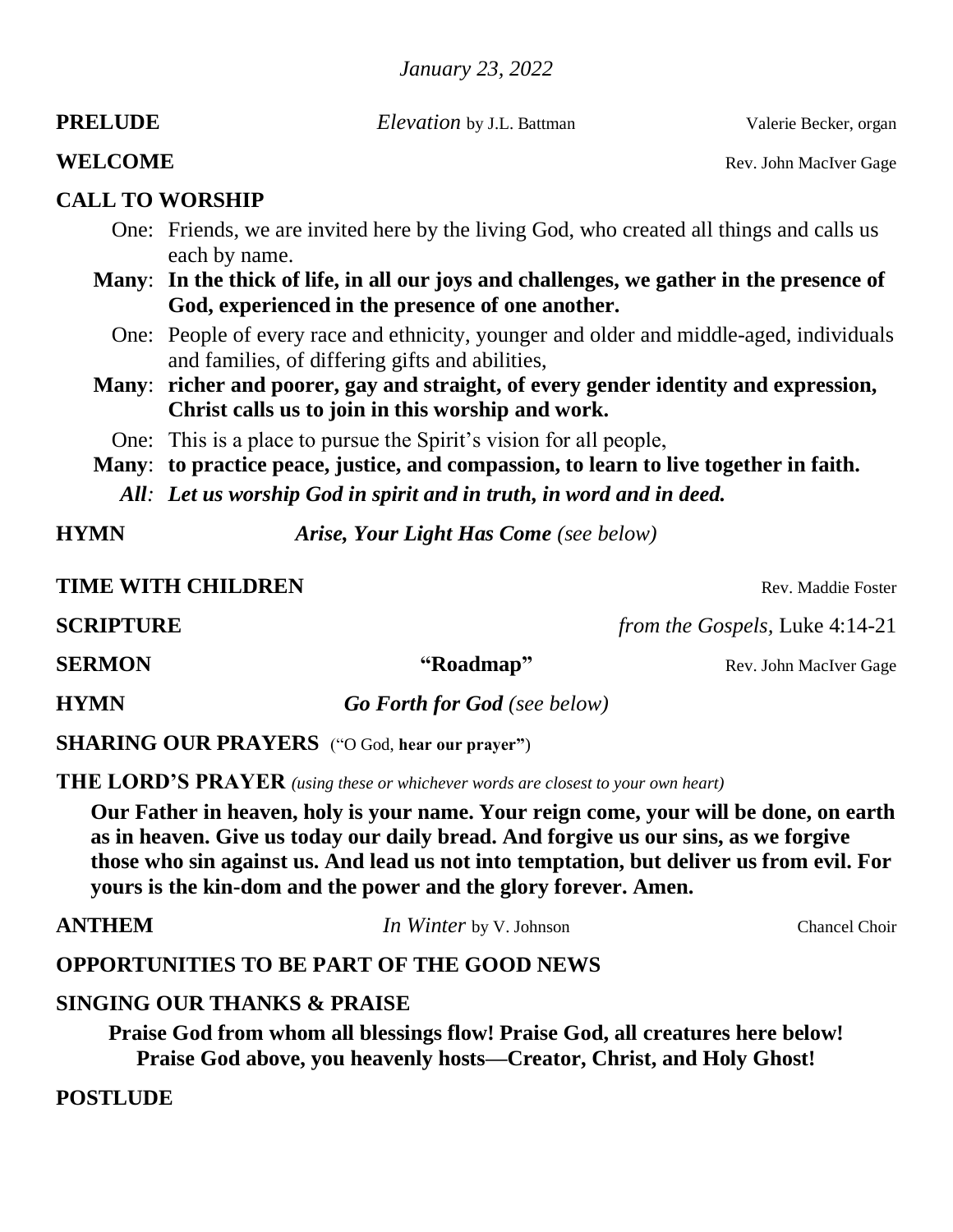*January 23, 2022*

**PRELUDE** *Elevation* by J.L. Battman Valerie Becker, organ

**WELCOME** Rev. John MacIver Gage

**CALL TO WORSHIP**

One: Friends, we are invited here by the living God, who created all things and calls us each by name.

**Many**: **In the thick of life, in all our joys and challenges, we gather in the presence of God, experienced in the presence of one another.**

One: People of every race and ethnicity, younger and older and middle-aged, individuals and families, of differing gifts and abilities,

**Many**: **richer and poorer, gay and straight, of every gender identity and expression, Christ calls us to join in this worship and work.**

One: This is a place to pursue the Spirit's vision for all people,

**Many**: **to practice peace, justice, and compassion, to learn to live together in faith.**

***All**: Let us worship God in spirit and in truth, in word and in deed.*

**HYMN** ***Arise, Your Light Has Come*** *(see below)*

**TIME WITH CHILDREN** Rev. Maddie Foster

**SCRIPTURE** *from the Gospels,* Luke 4:14-21

**SERMON** **"Roadmap"** Rev. John MacIver Gage

**HYMN** ***Go Forth for God*** *(see below)*

**SHARING OUR PRAYERS** ("O God, **hear our prayer"**)

**THE LORD'S PRAYER** *(using these or whichever words are closest to your own heart)*

**Our Father in heaven, holy is your name. Your reign come, your will be done, on earth as in heaven. Give us today our daily bread. And forgive us our sins, as we forgive those who sin against us. And lead us not into temptation, but deliver us from evil. For yours is the kin-dom and the power and the glory forever. Amen.**

**ANTHEM** *In Winter* by V. Johnson Chancel Choir

**OPPORTUNITIES TO BE PART OF THE GOOD NEWS**

**SINGING OUR THANKS & PRAISE**

**Praise God from whom all blessings flow! Praise God, all creatures here below! Praise God above, you heavenly hosts—Creator, Christ, and Holy Ghost!**

**POSTLUDE**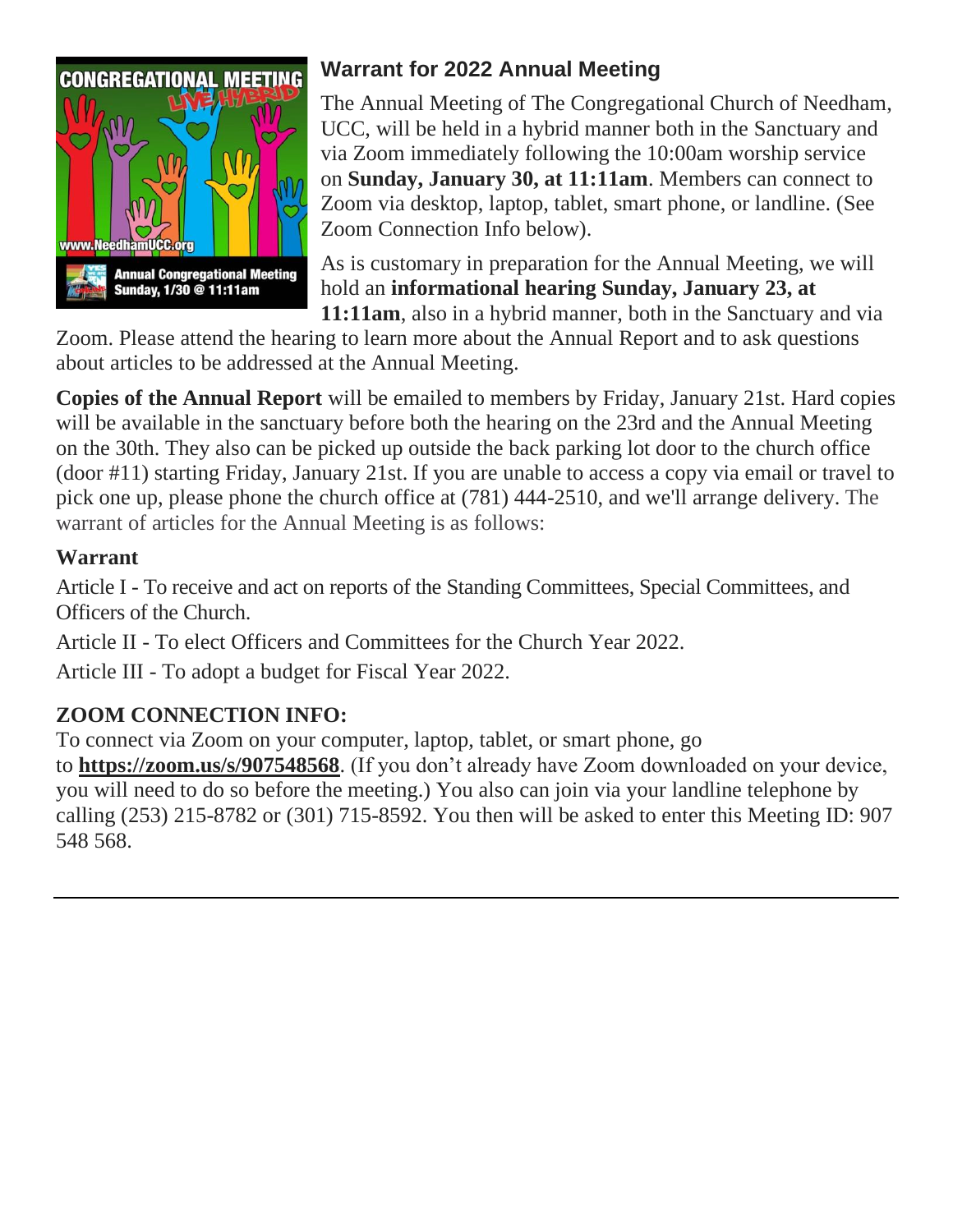## Warrant for 2022 Annual Meeting

The Annual Meeting of The Congregational Church of Needham, UCC, will be held in a hybrid manner both in the Sanctuary and via Zoom immediately following the 10:00am worship service on **Sunday, January 30, at 11:11am**. Members can connect to Zoom via desktop, laptop, tablet, smart phone, or landline. (See Zoom Connection Info below).

As is customary in preparation for the Annual Meeting, we will hold an **informational hearing Sunday, January 23, at 11:11am**, also in a hybrid manner, both in the Sanctuary and via Zoom. Please attend the hearing to learn more about the Annual Report and to ask questions about articles to be addressed at the Annual Meeting.

**Copies of the Annual Report** will be emailed to members by Friday, January 21st. Hard copies will be available in the sanctuary before both the hearing on the 23rd and the Annual Meeting on the 30th. They also can be picked up outside the back parking lot door to the church office (door #11) starting Friday, January 21st. If you are unable to access a copy via email or travel to pick one up, please phone the church office at (781) 444-2510, and we'll arrange delivery. The warrant of articles for the Annual Meeting is as follows:

### Warrant

Article I - To receive and act on reports of the Standing Committees, Special Committees, and Officers of the Church.

Article II - To elect Officers and Committees for the Church Year 2022.

Article III - To adopt a budget for Fiscal Year 2022.

### ZOOM CONNECTION INFO:

To connect via Zoom on your computer, laptop, tablet, or smart phone, go to **https://zoom.us/s/907548568**. (If you don't already have Zoom downloaded on your device, you will need to do so before the meeting.) You also can join via your landline telephone by calling (253) 215-8782 or (301) 715-8592. You then will be asked to enter this Meeting ID: 907 548 568.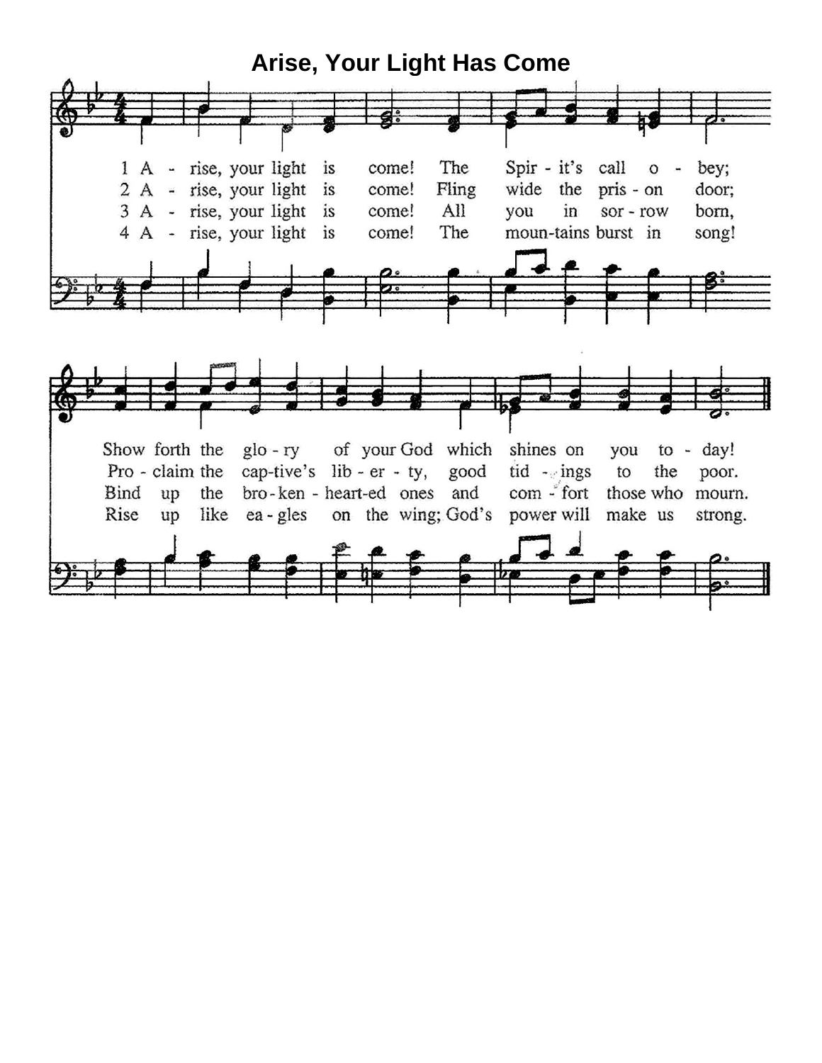# Arise, Your Light Has Come

1 A - rise, your light is come! The Spir - it's call o - bey;
Show forth the glo - ry of your God which shines on you to - day!

2 A - rise, your light is come! Fling wide the pris - on door;
Pro - claim the cap-tive's lib - er - ty, good tid - ings to the poor.

3 A - rise, your light is come! All you in sor - row born,
Bind up the bro - ken - heart-ed ones and com - fort those who mourn.

4 A - rise, your light is come! The moun-tains burst in song!
Rise up like ea - gles on the wing; God's power will make us strong.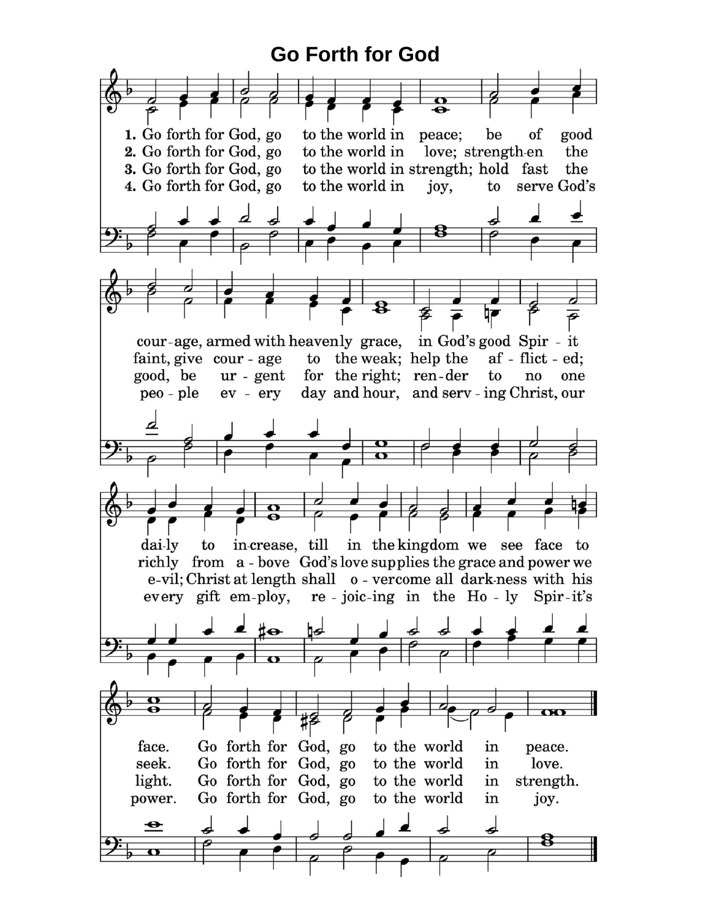# Go Forth for God

1. Go forth for God, go to the world in peace; be of good courage, armed with heavenly grace, in God's good Spirit daily to increase, till in the kingdom we see face to face. Go forth for God, go to the world in peace.

2. Go forth for God, go to the world in love; strengthen the faint, give courage to the weak; help the afflicted; richly from above God's love supplies the grace and power we seek. Go forth for God, go to the world in love.

3. Go forth for God, go to the world in strength; hold fast the good, be urgent for the right; render to no one evil; Christ at length shall overcome all darkness with his light. Go forth for God, go to the world in strength.

4. Go forth for God, go to the world in joy, to serve God's people every day and hour, and serving Christ, our every gift employ, rejoicing in the Holy Spirit's power. Go forth for God, go to the world in joy.